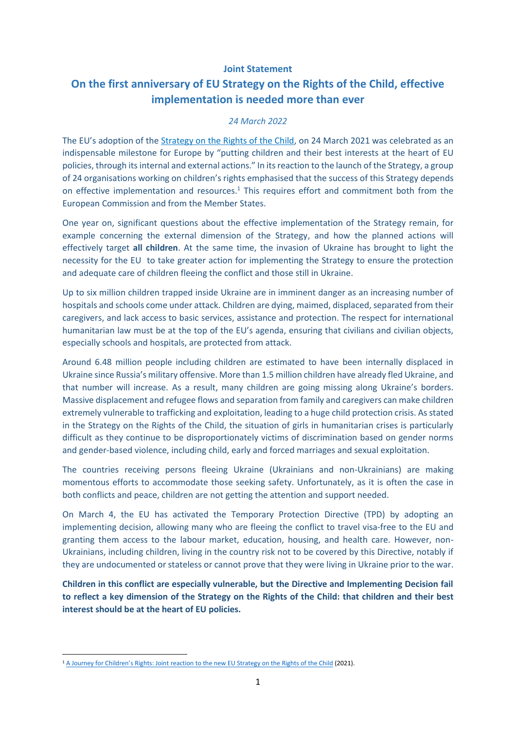**Joint Statement**

# On the first anniversary of EU Strategy on the Rights of the Child, effective implementation is needed more than ever

*24 March 2022*

The EU's adoption of the Strategy on the Rights of the Child, on 24 March 2021 was celebrated as an indispensable milestone for Europe by "putting children and their best interests at the heart of EU policies, through its internal and external actions." In its reaction to the launch of the Strategy, a group of 24 organisations working on children's rights emphasised that the success of this Strategy depends on effective implementation and resources.[1] This requires effort and commitment both from the European Commission and from the Member States.

One year on, significant questions about the effective implementation of the Strategy remain, for example concerning the external dimension of the Strategy, and how the planned actions will effectively target **all children**. At the same time, the invasion of Ukraine has brought to light the necessity for the EU to take greater action for implementing the Strategy to ensure the protection and adequate care of children fleeing the conflict and those still in Ukraine.

Up to six million children trapped inside Ukraine are in imminent danger as an increasing number of hospitals and schools come under attack. Children are dying, maimed, displaced, separated from their caregivers, and lack access to basic services, assistance and protection. The respect for international humanitarian law must be at the top of the EU's agenda, ensuring that civilians and civilian objects, especially schools and hospitals, are protected from attack.

Around 6.48 million people including children are estimated to have been internally displaced in Ukraine since Russia's military offensive. More than 1.5 million children have already fled Ukraine, and that number will increase. As a result, many children are going missing along Ukraine's borders. Massive displacement and refugee flows and separation from family and caregivers can make children extremely vulnerable to trafficking and exploitation, leading to a huge child protection crisis. As stated in the Strategy on the Rights of the Child, the situation of girls in humanitarian crises is particularly difficult as they continue to be disproportionately victims of discrimination based on gender norms and gender-based violence, including child, early and forced marriages and sexual exploitation.

The countries receiving persons fleeing Ukraine (Ukrainians and non-Ukrainians) are making momentous efforts to accommodate those seeking safety. Unfortunately, as it is often the case in both conflicts and peace, children are not getting the attention and support needed.

On March 4, the EU has activated the Temporary Protection Directive (TPD) by adopting an implementing decision, allowing many who are fleeing the conflict to travel visa-free to the EU and granting them access to the labour market, education, housing, and health care. However, non-Ukrainians, including children, living in the country risk not to be covered by this Directive, notably if they are undocumented or stateless or cannot prove that they were living in Ukraine prior to the war.

**Children in this conflict are especially vulnerable, but the Directive and Implementing Decision fail to reflect a key dimension of the Strategy on the Rights of the Child: that children and their best interest should be at the heart of EU policies.**

---

[1] A Journey for Children's Rights: Joint reaction to the new EU Strategy on the Rights of the Child (2021).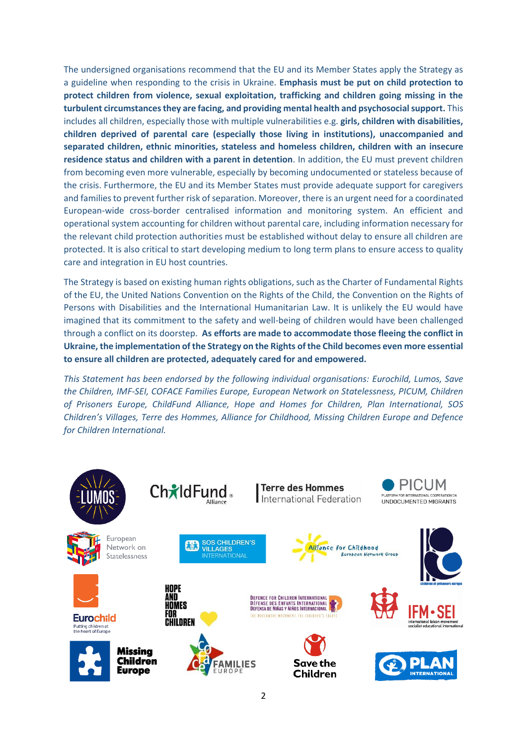The undersigned organisations recommend that the EU and its Member States apply the Strategy as a guideline when responding to the crisis in Ukraine. **Emphasis must be put on child protection to protect children from violence, sexual exploitation, trafficking and children going missing in the turbulent circumstances they are facing, and providing mental health and psychosocial support.** This includes all children, especially those with multiple vulnerabilities e.g. **girls, children with disabilities, children deprived of parental care (especially those living in institutions), unaccompanied and separated children, ethnic minorities, stateless and homeless children, children with an insecure residence status and children with a parent in detention**. In addition, the EU must prevent children from becoming even more vulnerable, especially by becoming undocumented or stateless because of the crisis. Furthermore, the EU and its Member States must provide adequate support for caregivers and families to prevent further risk of separation. Moreover, there is an urgent need for a coordinated European-wide cross-border centralised information and monitoring system. An efficient and operational system accounting for children without parental care, including information necessary for the relevant child protection authorities must be established without delay to ensure all children are protected. It is also critical to start developing medium to long term plans to ensure access to quality care and integration in EU host countries.

The Strategy is based on existing human rights obligations, such as the Charter of Fundamental Rights of the EU, the United Nations Convention on the Rights of the Child, the Convention on the Rights of Persons with Disabilities and the International Humanitarian Law. It is unlikely the EU would have imagined that its commitment to the safety and well-being of children would have been challenged through a conflict on its doorstep. **As efforts are made to accommodate those fleeing the conflict in Ukraine, the implementation of the Strategy on the Rights of the Child becomes even more essential to ensure all children are protected, adequately cared for and empowered.**

*This Statement has been endorsed by the following individual organisations: Eurochild, Lumos, Save the Children, IMF-SEI, COFACE Families Europe, European Network on Statelessness, PICUM, Children of Prisoners Europe, ChildFund Alliance, Hope and Homes for Children, Plan International, SOS Children's Villages, Terre des Hommes, Alliance for Childhood, Missing Children Europe and Defence for Children International.*